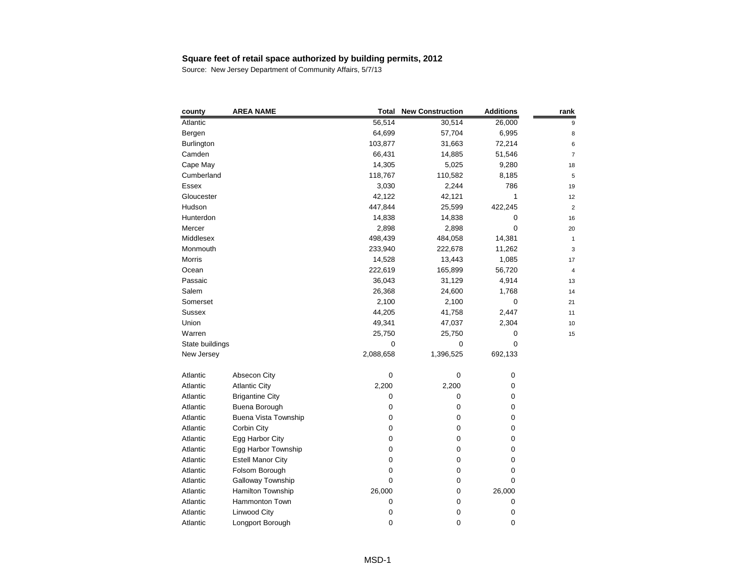**Square feet of retail space authorized by building permits, 2012**

Source: New Jersey Department of Community Affairs, 5/7/13

| county | AREA NAME | Total | New Construction | Additions | rank |
|---|---|---|---|---|---|
| Atlantic | | 56,514 | 30,514 | 26,000 | 9 |
| Bergen | | 64,699 | 57,704 | 6,995 | 8 |
| Burlington | | 103,877 | 31,663 | 72,214 | 6 |
| Camden | | 66,431 | 14,885 | 51,546 | 7 |
| Cape May | | 14,305 | 5,025 | 9,280 | 18 |
| Cumberland | | 118,767 | 110,582 | 8,185 | 5 |
| Essex | | 3,030 | 2,244 | 786 | 19 |
| Gloucester | | 42,122 | 42,121 | 1 | 12 |
| Hudson | | 447,844 | 25,599 | 422,245 | 2 |
| Hunterdon | | 14,838 | 14,838 | 0 | 16 |
| Mercer | | 2,898 | 2,898 | 0 | 20 |
| Middlesex | | 498,439 | 484,058 | 14,381 | 1 |
| Monmouth | | 233,940 | 222,678 | 11,262 | 3 |
| Morris | | 14,528 | 13,443 | 1,085 | 17 |
| Ocean | | 222,619 | 165,899 | 56,720 | 4 |
| Passaic | | 36,043 | 31,129 | 4,914 | 13 |
| Salem | | 26,368 | 24,600 | 1,768 | 14 |
| Somerset | | 2,100 | 2,100 | 0 | 21 |
| Sussex | | 44,205 | 41,758 | 2,447 | 11 |
| Union | | 49,341 | 47,037 | 2,304 | 10 |
| Warren | | 25,750 | 25,750 | 0 | 15 |
| State buildings | | 0 | 0 | 0 | |
| New Jersey | | 2,088,658 | 1,396,525 | 692,133 | |
| | | | | | |
| Atlantic | Absecon City | 0 | 0 | 0 | |
| Atlantic | Atlantic City | 2,200 | 2,200 | 0 | |
| Atlantic | Brigantine City | 0 | 0 | 0 | |
| Atlantic | Buena Borough | 0 | 0 | 0 | |
| Atlantic | Buena Vista Township | 0 | 0 | 0 | |
| Atlantic | Corbin City | 0 | 0 | 0 | |
| Atlantic | Egg Harbor City | 0 | 0 | 0 | |
| Atlantic | Egg Harbor Township | 0 | 0 | 0 | |
| Atlantic | Estell Manor City | 0 | 0 | 0 | |
| Atlantic | Folsom Borough | 0 | 0 | 0 | |
| Atlantic | Galloway Township | 0 | 0 | 0 | |
| Atlantic | Hamilton Township | 26,000 | 0 | 26,000 | |
| Atlantic | Hammonton Town | 0 | 0 | 0 | |
| Atlantic | Linwood City | 0 | 0 | 0 | |
| Atlantic | Longport Borough | 0 | 0 | 0 | |

MSD-1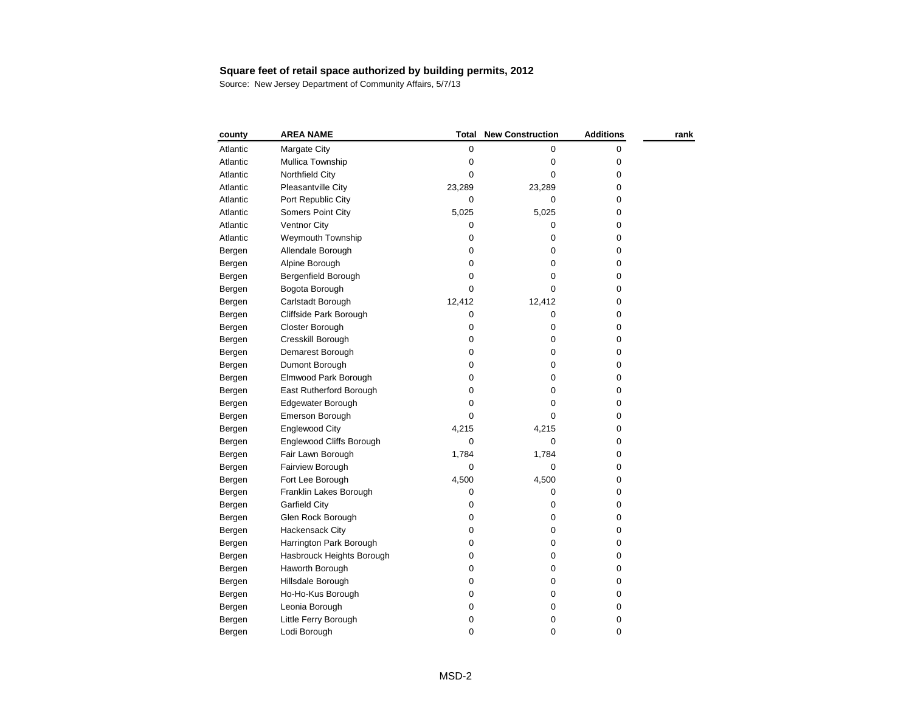**Square feet of retail space authorized by building permits, 2012**

Source: New Jersey Department of Community Affairs, 5/7/13

| county | AREA NAME | Total | New Construction | Additions | rank |
|---|---|---|---|---|---|
| Atlantic | Margate City | 0 | 0 | 0 | |
| Atlantic | Mullica Township | 0 | 0 | 0 | |
| Atlantic | Northfield City | 0 | 0 | 0 | |
| Atlantic | Pleasantville City | 23,289 | 23,289 | 0 | |
| Atlantic | Port Republic City | 0 | 0 | 0 | |
| Atlantic | Somers Point City | 5,025 | 5,025 | 0 | |
| Atlantic | Ventnor City | 0 | 0 | 0 | |
| Atlantic | Weymouth Township | 0 | 0 | 0 | |
| Bergen | Allendale Borough | 0 | 0 | 0 | |
| Bergen | Alpine Borough | 0 | 0 | 0 | |
| Bergen | Bergenfield Borough | 0 | 0 | 0 | |
| Bergen | Bogota Borough | 0 | 0 | 0 | |
| Bergen | Carlstadt Borough | 12,412 | 12,412 | 0 | |
| Bergen | Cliffside Park Borough | 0 | 0 | 0 | |
| Bergen | Closter Borough | 0 | 0 | 0 | |
| Bergen | Cresskill Borough | 0 | 0 | 0 | |
| Bergen | Demarest Borough | 0 | 0 | 0 | |
| Bergen | Dumont Borough | 0 | 0 | 0 | |
| Bergen | Elmwood Park Borough | 0 | 0 | 0 | |
| Bergen | East Rutherford Borough | 0 | 0 | 0 | |
| Bergen | Edgewater Borough | 0 | 0 | 0 | |
| Bergen | Emerson Borough | 0 | 0 | 0 | |
| Bergen | Englewood City | 4,215 | 4,215 | 0 | |
| Bergen | Englewood Cliffs Borough | 0 | 0 | 0 | |
| Bergen | Fair Lawn Borough | 1,784 | 1,784 | 0 | |
| Bergen | Fairview Borough | 0 | 0 | 0 | |
| Bergen | Fort Lee Borough | 4,500 | 4,500 | 0 | |
| Bergen | Franklin Lakes Borough | 0 | 0 | 0 | |
| Bergen | Garfield City | 0 | 0 | 0 | |
| Bergen | Glen Rock Borough | 0 | 0 | 0 | |
| Bergen | Hackensack City | 0 | 0 | 0 | |
| Bergen | Harrington Park Borough | 0 | 0 | 0 | |
| Bergen | Hasbrouck Heights Borough | 0 | 0 | 0 | |
| Bergen | Haworth Borough | 0 | 0 | 0 | |
| Bergen | Hillsdale Borough | 0 | 0 | 0 | |
| Bergen | Ho-Ho-Kus Borough | 0 | 0 | 0 | |
| Bergen | Leonia Borough | 0 | 0 | 0 | |
| Bergen | Little Ferry Borough | 0 | 0 | 0 | |
| Bergen | Lodi Borough | 0 | 0 | 0 | |

MSD-2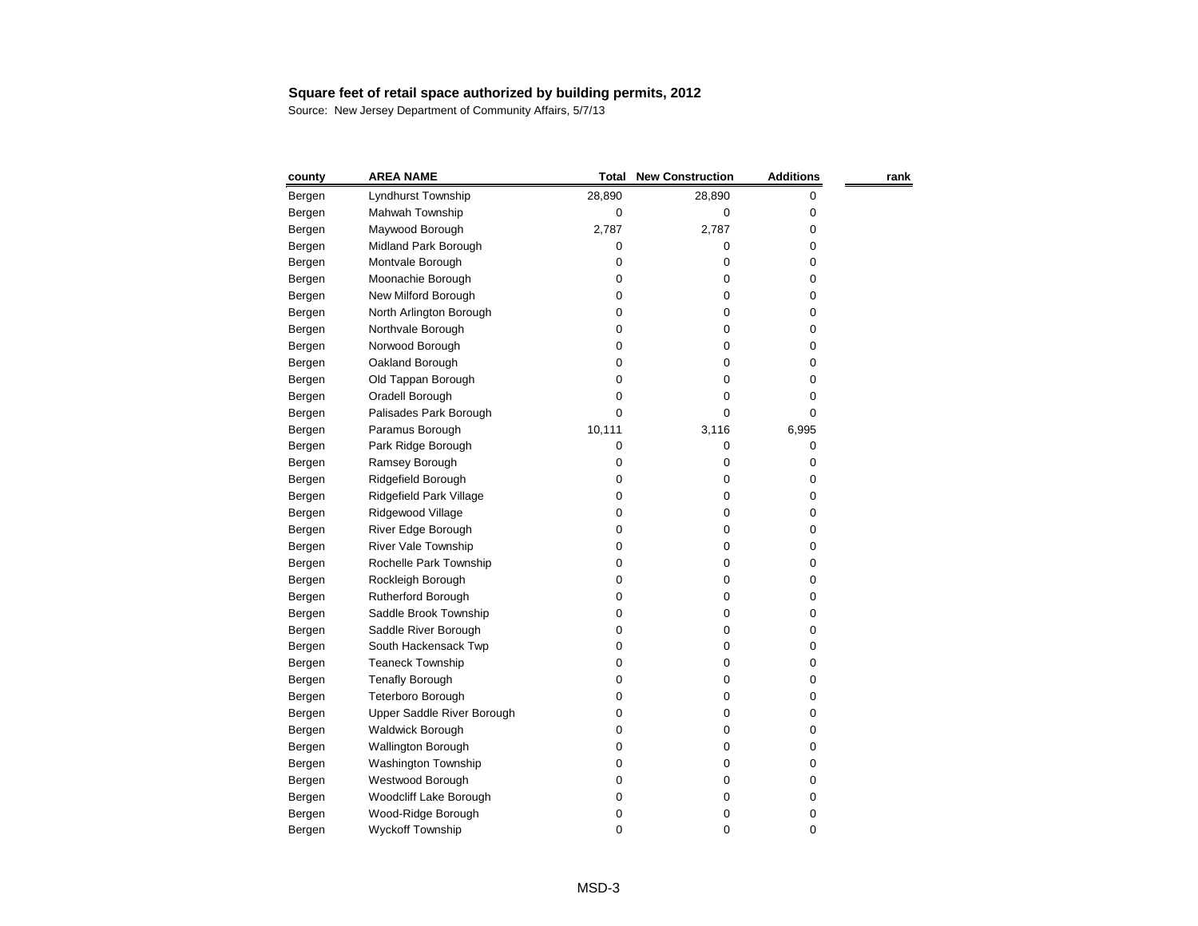**Square feet of retail space authorized by building permits, 2012**

Source: New Jersey Department of Community Affairs, 5/7/13

| county | AREA NAME | Total | New Construction | Additions | rank |
|---|---|---|---|---|---|
| Bergen | Lyndhurst Township | 28,890 | 28,890 | 0 | |
| Bergen | Mahwah Township | 0 | 0 | 0 | |
| Bergen | Maywood Borough | 2,787 | 2,787 | 0 | |
| Bergen | Midland Park Borough | 0 | 0 | 0 | |
| Bergen | Montvale Borough | 0 | 0 | 0 | |
| Bergen | Moonachie Borough | 0 | 0 | 0 | |
| Bergen | New Milford Borough | 0 | 0 | 0 | |
| Bergen | North Arlington Borough | 0 | 0 | 0 | |
| Bergen | Northvale Borough | 0 | 0 | 0 | |
| Bergen | Norwood Borough | 0 | 0 | 0 | |
| Bergen | Oakland Borough | 0 | 0 | 0 | |
| Bergen | Old Tappan Borough | 0 | 0 | 0 | |
| Bergen | Oradell Borough | 0 | 0 | 0 | |
| Bergen | Palisades Park Borough | 0 | 0 | 0 | |
| Bergen | Paramus Borough | 10,111 | 3,116 | 6,995 | |
| Bergen | Park Ridge Borough | 0 | 0 | 0 | |
| Bergen | Ramsey Borough | 0 | 0 | 0 | |
| Bergen | Ridgefield Borough | 0 | 0 | 0 | |
| Bergen | Ridgefield Park Village | 0 | 0 | 0 | |
| Bergen | Ridgewood Village | 0 | 0 | 0 | |
| Bergen | River Edge Borough | 0 | 0 | 0 | |
| Bergen | River Vale Township | 0 | 0 | 0 | |
| Bergen | Rochelle Park Township | 0 | 0 | 0 | |
| Bergen | Rockleigh Borough | 0 | 0 | 0 | |
| Bergen | Rutherford Borough | 0 | 0 | 0 | |
| Bergen | Saddle Brook Township | 0 | 0 | 0 | |
| Bergen | Saddle River Borough | 0 | 0 | 0 | |
| Bergen | South Hackensack Twp | 0 | 0 | 0 | |
| Bergen | Teaneck Township | 0 | 0 | 0 | |
| Bergen | Tenafly Borough | 0 | 0 | 0 | |
| Bergen | Teterboro Borough | 0 | 0 | 0 | |
| Bergen | Upper Saddle River Borough | 0 | 0 | 0 | |
| Bergen | Waldwick Borough | 0 | 0 | 0 | |
| Bergen | Wallington Borough | 0 | 0 | 0 | |
| Bergen | Washington Township | 0 | 0 | 0 | |
| Bergen | Westwood Borough | 0 | 0 | 0 | |
| Bergen | Woodcliff Lake Borough | 0 | 0 | 0 | |
| Bergen | Wood-Ridge Borough | 0 | 0 | 0 | |
| Bergen | Wyckoff Township | 0 | 0 | 0 | |

MSD-3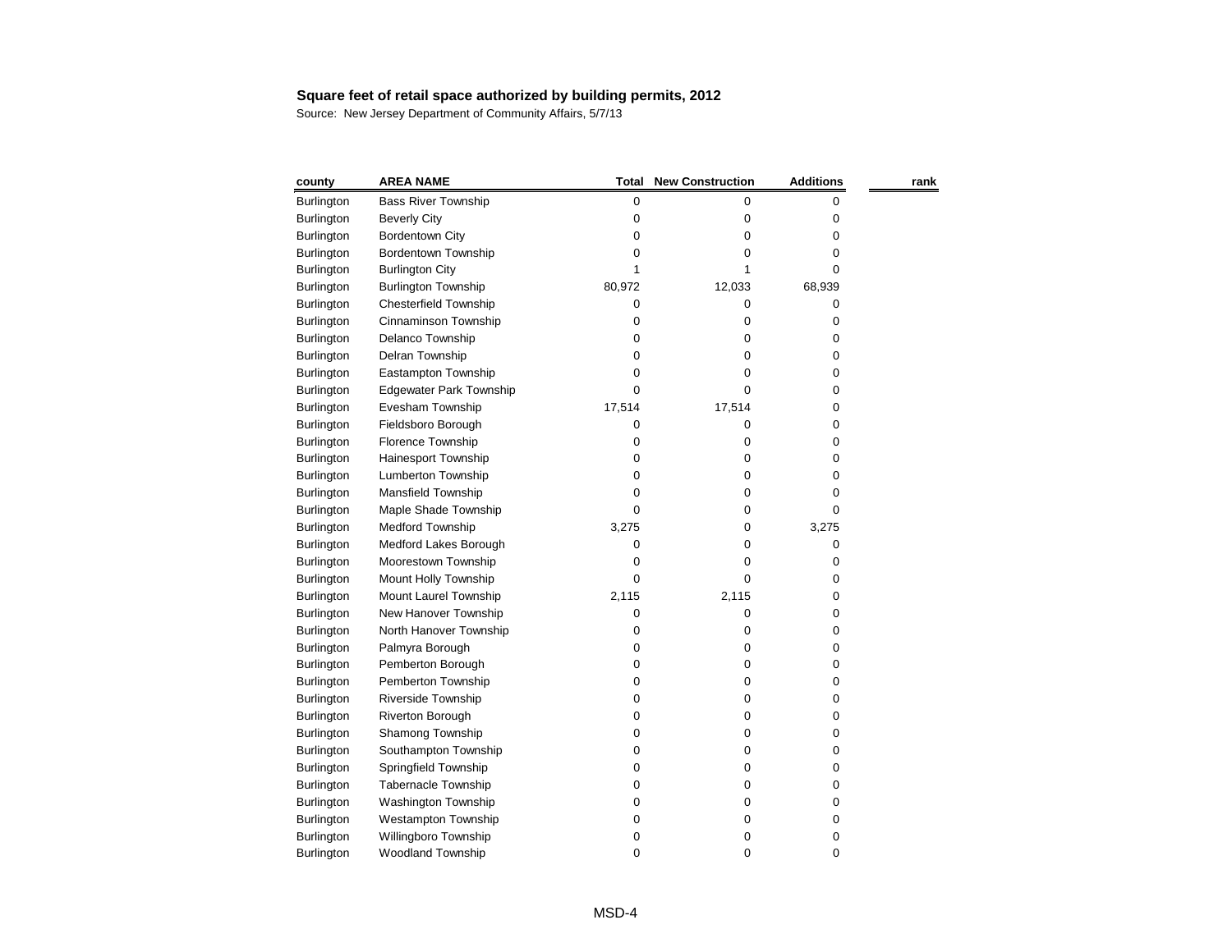**Square feet of retail space authorized by building permits, 2012**

Source: New Jersey Department of Community Affairs, 5/7/13

| county | AREA NAME | Total | New Construction | Additions | rank |
|---|---|---|---|---|---|
| Burlington | Bass River Township | 0 | 0 | 0 | |
| Burlington | Beverly City | 0 | 0 | 0 | |
| Burlington | Bordentown City | 0 | 0 | 0 | |
| Burlington | Bordentown Township | 0 | 0 | 0 | |
| Burlington | Burlington City | 1 | 1 | 0 | |
| Burlington | Burlington Township | 80,972 | 12,033 | 68,939 | |
| Burlington | Chesterfield Township | 0 | 0 | 0 | |
| Burlington | Cinnaminson Township | 0 | 0 | 0 | |
| Burlington | Delanco Township | 0 | 0 | 0 | |
| Burlington | Delran Township | 0 | 0 | 0 | |
| Burlington | Eastampton Township | 0 | 0 | 0 | |
| Burlington | Edgewater Park Township | 0 | 0 | 0 | |
| Burlington | Evesham Township | 17,514 | 17,514 | 0 | |
| Burlington | Fieldsboro Borough | 0 | 0 | 0 | |
| Burlington | Florence Township | 0 | 0 | 0 | |
| Burlington | Hainesport Township | 0 | 0 | 0 | |
| Burlington | Lumberton Township | 0 | 0 | 0 | |
| Burlington | Mansfield Township | 0 | 0 | 0 | |
| Burlington | Maple Shade Township | 0 | 0 | 0 | |
| Burlington | Medford Township | 3,275 | 0 | 3,275 | |
| Burlington | Medford Lakes Borough | 0 | 0 | 0 | |
| Burlington | Moorestown Township | 0 | 0 | 0 | |
| Burlington | Mount Holly Township | 0 | 0 | 0 | |
| Burlington | Mount Laurel Township | 2,115 | 2,115 | 0 | |
| Burlington | New Hanover Township | 0 | 0 | 0 | |
| Burlington | North Hanover Township | 0 | 0 | 0 | |
| Burlington | Palmyra Borough | 0 | 0 | 0 | |
| Burlington | Pemberton Borough | 0 | 0 | 0 | |
| Burlington | Pemberton Township | 0 | 0 | 0 | |
| Burlington | Riverside Township | 0 | 0 | 0 | |
| Burlington | Riverton Borough | 0 | 0 | 0 | |
| Burlington | Shamong Township | 0 | 0 | 0 | |
| Burlington | Southampton Township | 0 | 0 | 0 | |
| Burlington | Springfield Township | 0 | 0 | 0 | |
| Burlington | Tabernacle Township | 0 | 0 | 0 | |
| Burlington | Washington Township | 0 | 0 | 0 | |
| Burlington | Westampton Township | 0 | 0 | 0 | |
| Burlington | Willingboro Township | 0 | 0 | 0 | |
| Burlington | Woodland Township | 0 | 0 | 0 | |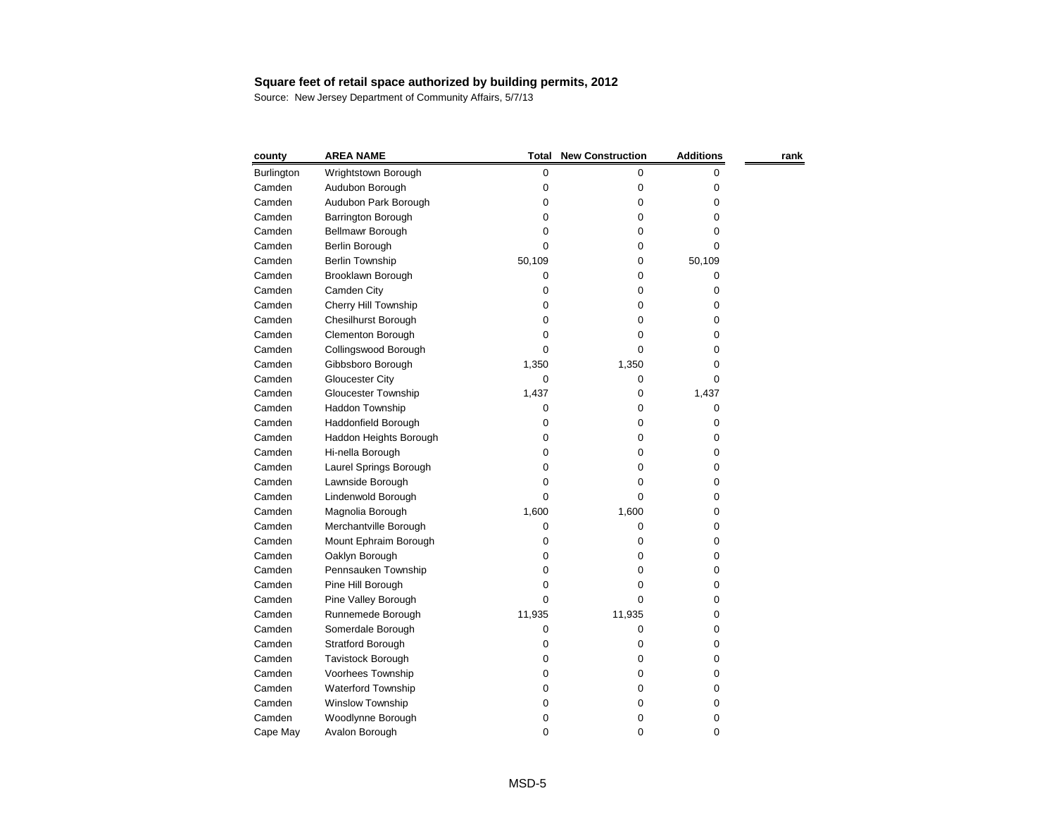**Square feet of retail space authorized by building permits, 2012**

Source: New Jersey Department of Community Affairs, 5/7/13

| county | AREA NAME | Total | New Construction | Additions | rank |
|---|---|---|---|---|---|
| Burlington | Wrightstown Borough | 0 | 0 | 0 | |
| Camden | Audubon Borough | 0 | 0 | 0 | |
| Camden | Audubon Park Borough | 0 | 0 | 0 | |
| Camden | Barrington Borough | 0 | 0 | 0 | |
| Camden | Bellmawr Borough | 0 | 0 | 0 | |
| Camden | Berlin Borough | 0 | 0 | 0 | |
| Camden | Berlin Township | 50,109 | 0 | 50,109 | |
| Camden | Brooklawn Borough | 0 | 0 | 0 | |
| Camden | Camden City | 0 | 0 | 0 | |
| Camden | Cherry Hill Township | 0 | 0 | 0 | |
| Camden | Chesilhurst Borough | 0 | 0 | 0 | |
| Camden | Clementon Borough | 0 | 0 | 0 | |
| Camden | Collingswood Borough | 0 | 0 | 0 | |
| Camden | Gibbsboro Borough | 1,350 | 1,350 | 0 | |
| Camden | Gloucester City | 0 | 0 | 0 | |
| Camden | Gloucester Township | 1,437 | 0 | 1,437 | |
| Camden | Haddon Township | 0 | 0 | 0 | |
| Camden | Haddonfield Borough | 0 | 0 | 0 | |
| Camden | Haddon Heights Borough | 0 | 0 | 0 | |
| Camden | Hi-nella Borough | 0 | 0 | 0 | |
| Camden | Laurel Springs Borough | 0 | 0 | 0 | |
| Camden | Lawnside Borough | 0 | 0 | 0 | |
| Camden | Lindenwold Borough | 0 | 0 | 0 | |
| Camden | Magnolia Borough | 1,600 | 1,600 | 0 | |
| Camden | Merchantville Borough | 0 | 0 | 0 | |
| Camden | Mount Ephraim Borough | 0 | 0 | 0 | |
| Camden | Oaklyn Borough | 0 | 0 | 0 | |
| Camden | Pennsauken Township | 0 | 0 | 0 | |
| Camden | Pine Hill Borough | 0 | 0 | 0 | |
| Camden | Pine Valley Borough | 0 | 0 | 0 | |
| Camden | Runnemede Borough | 11,935 | 11,935 | 0 | |
| Camden | Somerdale Borough | 0 | 0 | 0 | |
| Camden | Stratford Borough | 0 | 0 | 0 | |
| Camden | Tavistock Borough | 0 | 0 | 0 | |
| Camden | Voorhees Township | 0 | 0 | 0 | |
| Camden | Waterford Township | 0 | 0 | 0 | |
| Camden | Winslow Township | 0 | 0 | 0 | |
| Camden | Woodlynne Borough | 0 | 0 | 0 | |
| Cape May | Avalon Borough | 0 | 0 | 0 | |

MSD-5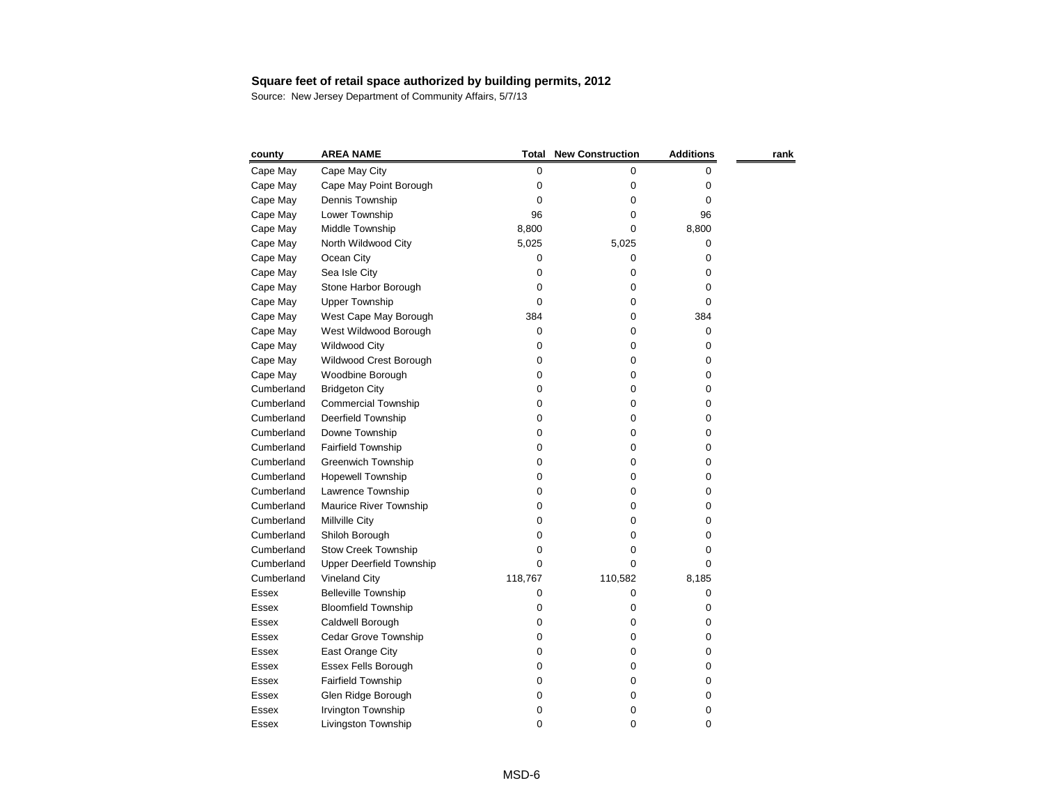**Square feet of retail space authorized by building permits, 2012**

Source: New Jersey Department of Community Affairs, 5/7/13

| county | AREA NAME | Total | New Construction | Additions | rank |
|---|---|---|---|---|---|
| Cape May | Cape May City | 0 | 0 | 0 | |
| Cape May | Cape May Point Borough | 0 | 0 | 0 | |
| Cape May | Dennis Township | 0 | 0 | 0 | |
| Cape May | Lower Township | 96 | 0 | 96 | |
| Cape May | Middle Township | 8,800 | 0 | 8,800 | |
| Cape May | North Wildwood City | 5,025 | 5,025 | 0 | |
| Cape May | Ocean City | 0 | 0 | 0 | |
| Cape May | Sea Isle City | 0 | 0 | 0 | |
| Cape May | Stone Harbor Borough | 0 | 0 | 0 | |
| Cape May | Upper Township | 0 | 0 | 0 | |
| Cape May | West Cape May Borough | 384 | 0 | 384 | |
| Cape May | West Wildwood Borough | 0 | 0 | 0 | |
| Cape May | Wildwood City | 0 | 0 | 0 | |
| Cape May | Wildwood Crest Borough | 0 | 0 | 0 | |
| Cape May | Woodbine Borough | 0 | 0 | 0 | |
| Cumberland | Bridgeton City | 0 | 0 | 0 | |
| Cumberland | Commercial Township | 0 | 0 | 0 | |
| Cumberland | Deerfield Township | 0 | 0 | 0 | |
| Cumberland | Downe Township | 0 | 0 | 0 | |
| Cumberland | Fairfield Township | 0 | 0 | 0 | |
| Cumberland | Greenwich Township | 0 | 0 | 0 | |
| Cumberland | Hopewell Township | 0 | 0 | 0 | |
| Cumberland | Lawrence Township | 0 | 0 | 0 | |
| Cumberland | Maurice River Township | 0 | 0 | 0 | |
| Cumberland | Millville City | 0 | 0 | 0 | |
| Cumberland | Shiloh Borough | 0 | 0 | 0 | |
| Cumberland | Stow Creek Township | 0 | 0 | 0 | |
| Cumberland | Upper Deerfield Township | 0 | 0 | 0 | |
| Cumberland | Vineland City | 118,767 | 110,582 | 8,185 | |
| Essex | Belleville Township | 0 | 0 | 0 | |
| Essex | Bloomfield Township | 0 | 0 | 0 | |
| Essex | Caldwell Borough | 0 | 0 | 0 | |
| Essex | Cedar Grove Township | 0 | 0 | 0 | |
| Essex | East Orange City | 0 | 0 | 0 | |
| Essex | Essex Fells Borough | 0 | 0 | 0 | |
| Essex | Fairfield Township | 0 | 0 | 0 | |
| Essex | Glen Ridge Borough | 0 | 0 | 0 | |
| Essex | Irvington Township | 0 | 0 | 0 | |
| Essex | Livingston Township | 0 | 0 | 0 | |

MSD-6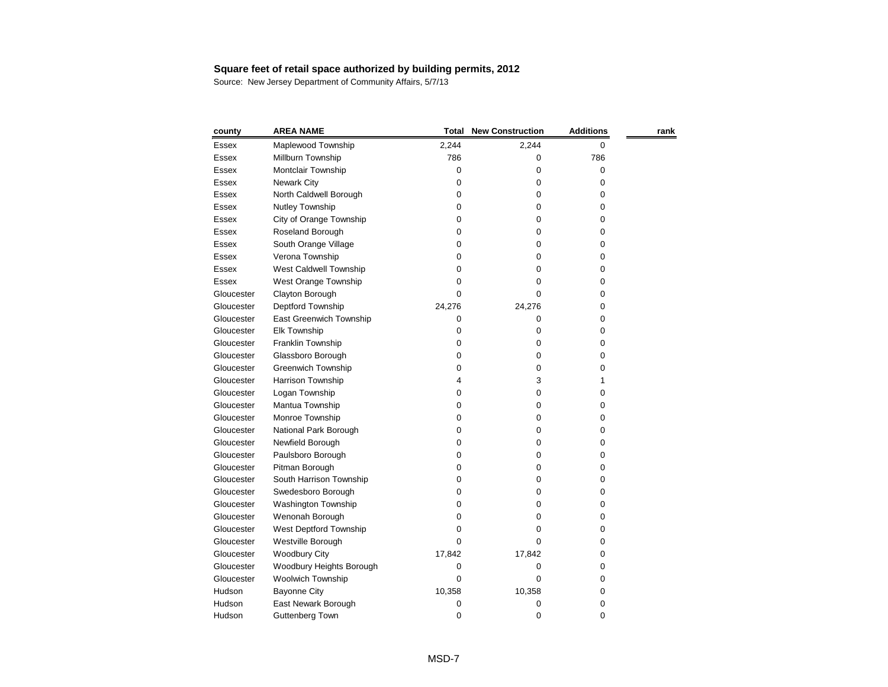**Square feet of retail space authorized by building permits, 2012**

Source: New Jersey Department of Community Affairs, 5/7/13

| county | AREA NAME | Total | New Construction | Additions | rank |
|---|---|---|---|---|---|
| Essex | Maplewood Township | 2,244 | 2,244 | 0 | |
| Essex | Millburn Township | 786 | 0 | 786 | |
| Essex | Montclair Township | 0 | 0 | 0 | |
| Essex | Newark City | 0 | 0 | 0 | |
| Essex | North Caldwell Borough | 0 | 0 | 0 | |
| Essex | Nutley Township | 0 | 0 | 0 | |
| Essex | City of Orange Township | 0 | 0 | 0 | |
| Essex | Roseland Borough | 0 | 0 | 0 | |
| Essex | South Orange Village | 0 | 0 | 0 | |
| Essex | Verona Township | 0 | 0 | 0 | |
| Essex | West Caldwell Township | 0 | 0 | 0 | |
| Essex | West Orange Township | 0 | 0 | 0 | |
| Gloucester | Clayton Borough | 0 | 0 | 0 | |
| Gloucester | Deptford Township | 24,276 | 24,276 | 0 | |
| Gloucester | East Greenwich Township | 0 | 0 | 0 | |
| Gloucester | Elk Township | 0 | 0 | 0 | |
| Gloucester | Franklin Township | 0 | 0 | 0 | |
| Gloucester | Glassboro Borough | 0 | 0 | 0 | |
| Gloucester | Greenwich Township | 0 | 0 | 0 | |
| Gloucester | Harrison Township | 4 | 3 | 1 | |
| Gloucester | Logan Township | 0 | 0 | 0 | |
| Gloucester | Mantua Township | 0 | 0 | 0 | |
| Gloucester | Monroe Township | 0 | 0 | 0 | |
| Gloucester | National Park Borough | 0 | 0 | 0 | |
| Gloucester | Newfield Borough | 0 | 0 | 0 | |
| Gloucester | Paulsboro Borough | 0 | 0 | 0 | |
| Gloucester | Pitman Borough | 0 | 0 | 0 | |
| Gloucester | South Harrison Township | 0 | 0 | 0 | |
| Gloucester | Swedesboro Borough | 0 | 0 | 0 | |
| Gloucester | Washington Township | 0 | 0 | 0 | |
| Gloucester | Wenonah Borough | 0 | 0 | 0 | |
| Gloucester | West Deptford Township | 0 | 0 | 0 | |
| Gloucester | Westville Borough | 0 | 0 | 0 | |
| Gloucester | Woodbury City | 17,842 | 17,842 | 0 | |
| Gloucester | Woodbury Heights Borough | 0 | 0 | 0 | |
| Gloucester | Woolwich Township | 0 | 0 | 0 | |
| Hudson | Bayonne City | 10,358 | 10,358 | 0 | |
| Hudson | East Newark Borough | 0 | 0 | 0 | |
| Hudson | Guttenberg Town | 0 | 0 | 0 | |

MSD-7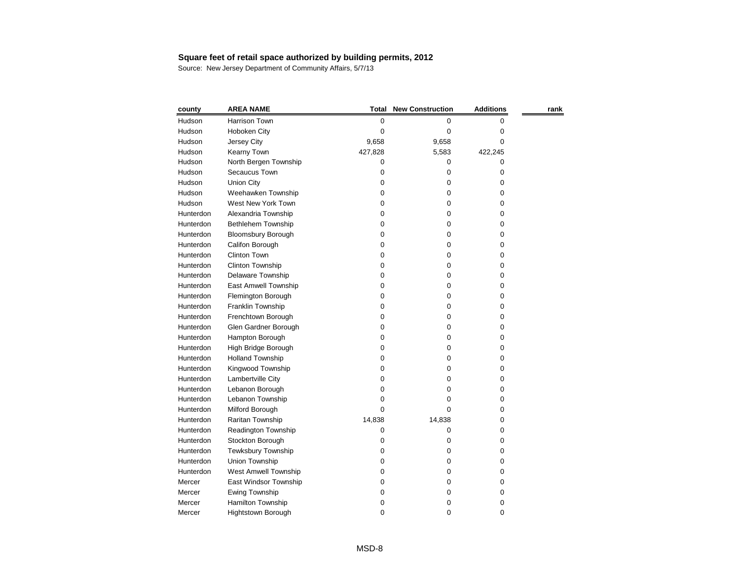**Square feet of retail space authorized by building permits, 2012**

Source: New Jersey Department of Community Affairs, 5/7/13

| county | AREA NAME | Total | New Construction | Additions | rank |
|---|---|---|---|---|---|
| Hudson | Harrison Town | 0 | 0 | 0 | |
| Hudson | Hoboken City | 0 | 0 | 0 | |
| Hudson | Jersey City | 9,658 | 9,658 | 0 | |
| Hudson | Kearny Town | 427,828 | 5,583 | 422,245 | |
| Hudson | North Bergen Township | 0 | 0 | 0 | |
| Hudson | Secaucus Town | 0 | 0 | 0 | |
| Hudson | Union City | 0 | 0 | 0 | |
| Hudson | Weehawken Township | 0 | 0 | 0 | |
| Hudson | West New York Town | 0 | 0 | 0 | |
| Hunterdon | Alexandria Township | 0 | 0 | 0 | |
| Hunterdon | Bethlehem Township | 0 | 0 | 0 | |
| Hunterdon | Bloomsbury Borough | 0 | 0 | 0 | |
| Hunterdon | Califon Borough | 0 | 0 | 0 | |
| Hunterdon | Clinton Town | 0 | 0 | 0 | |
| Hunterdon | Clinton Township | 0 | 0 | 0 | |
| Hunterdon | Delaware Township | 0 | 0 | 0 | |
| Hunterdon | East Amwell Township | 0 | 0 | 0 | |
| Hunterdon | Flemington Borough | 0 | 0 | 0 | |
| Hunterdon | Franklin Township | 0 | 0 | 0 | |
| Hunterdon | Frenchtown Borough | 0 | 0 | 0 | |
| Hunterdon | Glen Gardner Borough | 0 | 0 | 0 | |
| Hunterdon | Hampton Borough | 0 | 0 | 0 | |
| Hunterdon | High Bridge Borough | 0 | 0 | 0 | |
| Hunterdon | Holland Township | 0 | 0 | 0 | |
| Hunterdon | Kingwood Township | 0 | 0 | 0 | |
| Hunterdon | Lambertville City | 0 | 0 | 0 | |
| Hunterdon | Lebanon Borough | 0 | 0 | 0 | |
| Hunterdon | Lebanon Township | 0 | 0 | 0 | |
| Hunterdon | Milford Borough | 0 | 0 | 0 | |
| Hunterdon | Raritan Township | 14,838 | 14,838 | 0 | |
| Hunterdon | Readington Township | 0 | 0 | 0 | |
| Hunterdon | Stockton Borough | 0 | 0 | 0 | |
| Hunterdon | Tewksbury Township | 0 | 0 | 0 | |
| Hunterdon | Union Township | 0 | 0 | 0 | |
| Hunterdon | West Amwell Township | 0 | 0 | 0 | |
| Mercer | East Windsor Township | 0 | 0 | 0 | |
| Mercer | Ewing Township | 0 | 0 | 0 | |
| Mercer | Hamilton Township | 0 | 0 | 0 | |
| Mercer | Hightstown Borough | 0 | 0 | 0 | |

MSD-8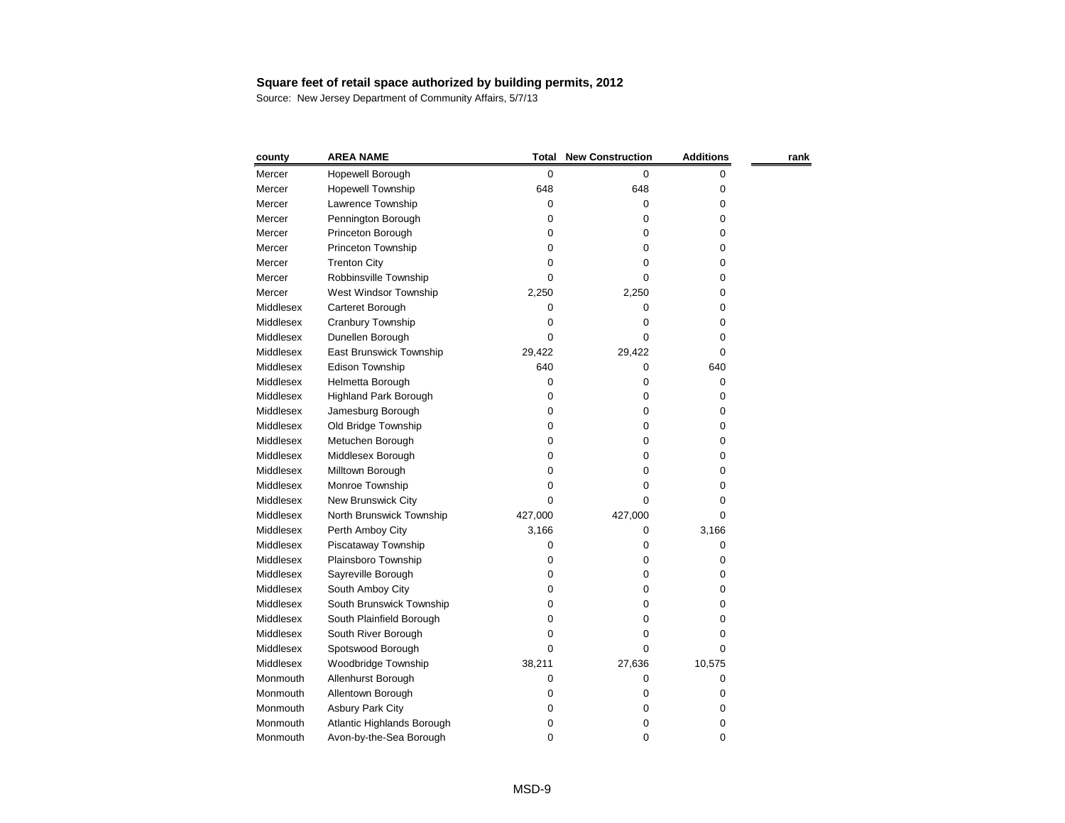**Square feet of retail space authorized by building permits, 2012**

Source: New Jersey Department of Community Affairs, 5/7/13

| county | AREA NAME | Total | New Construction | Additions | rank |
|---|---|---|---|---|---|
| Mercer | Hopewell Borough | 0 | 0 | 0 | |
| Mercer | Hopewell Township | 648 | 648 | 0 | |
| Mercer | Lawrence Township | 0 | 0 | 0 | |
| Mercer | Pennington Borough | 0 | 0 | 0 | |
| Mercer | Princeton Borough | 0 | 0 | 0 | |
| Mercer | Princeton Township | 0 | 0 | 0 | |
| Mercer | Trenton City | 0 | 0 | 0 | |
| Mercer | Robbinsville Township | 0 | 0 | 0 | |
| Mercer | West Windsor Township | 2,250 | 2,250 | 0 | |
| Middlesex | Carteret Borough | 0 | 0 | 0 | |
| Middlesex | Cranbury Township | 0 | 0 | 0 | |
| Middlesex | Dunellen Borough | 0 | 0 | 0 | |
| Middlesex | East Brunswick Township | 29,422 | 29,422 | 0 | |
| Middlesex | Edison Township | 640 | 0 | 640 | |
| Middlesex | Helmetta Borough | 0 | 0 | 0 | |
| Middlesex | Highland Park Borough | 0 | 0 | 0 | |
| Middlesex | Jamesburg Borough | 0 | 0 | 0 | |
| Middlesex | Old Bridge Township | 0 | 0 | 0 | |
| Middlesex | Metuchen Borough | 0 | 0 | 0 | |
| Middlesex | Middlesex Borough | 0 | 0 | 0 | |
| Middlesex | Milltown Borough | 0 | 0 | 0 | |
| Middlesex | Monroe Township | 0 | 0 | 0 | |
| Middlesex | New Brunswick City | 0 | 0 | 0 | |
| Middlesex | North Brunswick Township | 427,000 | 427,000 | 0 | |
| Middlesex | Perth Amboy City | 3,166 | 0 | 3,166 | |
| Middlesex | Piscataway Township | 0 | 0 | 0 | |
| Middlesex | Plainsboro Township | 0 | 0 | 0 | |
| Middlesex | Sayreville Borough | 0 | 0 | 0 | |
| Middlesex | South Amboy City | 0 | 0 | 0 | |
| Middlesex | South Brunswick Township | 0 | 0 | 0 | |
| Middlesex | South Plainfield Borough | 0 | 0 | 0 | |
| Middlesex | South River Borough | 0 | 0 | 0 | |
| Middlesex | Spotswood Borough | 0 | 0 | 0 | |
| Middlesex | Woodbridge Township | 38,211 | 27,636 | 10,575 | |
| Monmouth | Allenhurst Borough | 0 | 0 | 0 | |
| Monmouth | Allentown Borough | 0 | 0 | 0 | |
| Monmouth | Asbury Park City | 0 | 0 | 0 | |
| Monmouth | Atlantic Highlands Borough | 0 | 0 | 0 | |
| Monmouth | Avon-by-the-Sea Borough | 0 | 0 | 0 | |

MSD-9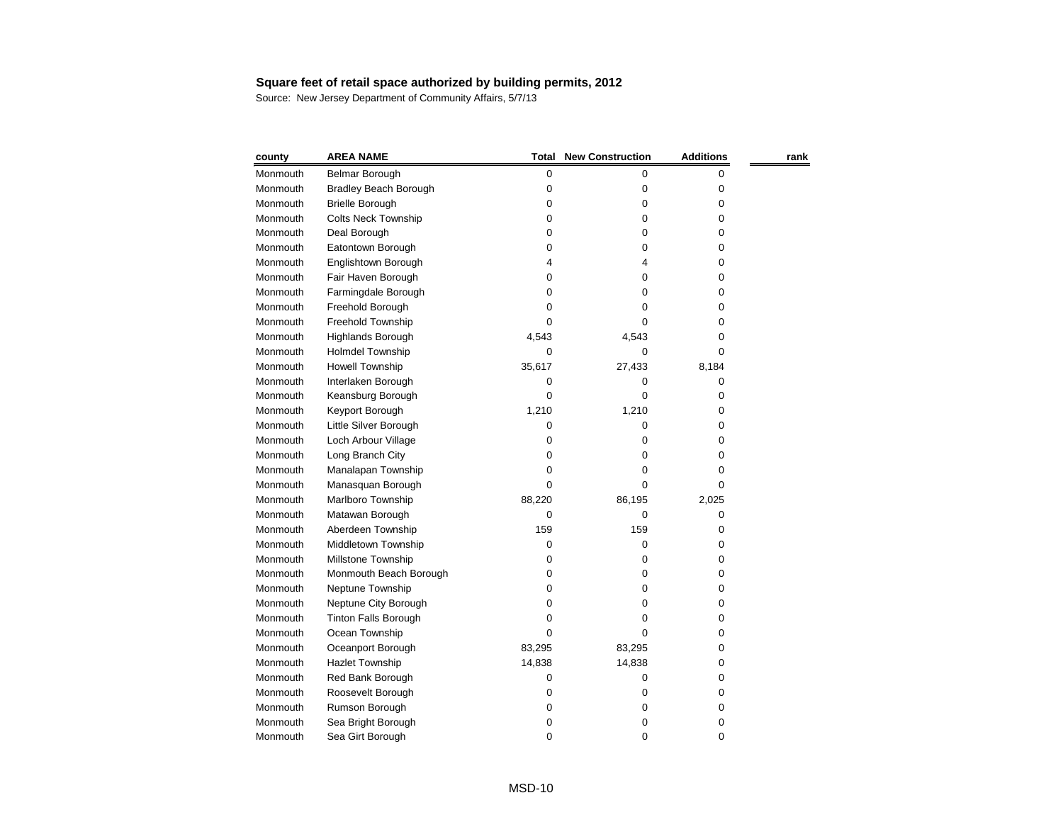**Square feet of retail space authorized by building permits, 2012**

Source: New Jersey Department of Community Affairs, 5/7/13

| county | AREA NAME | Total | New Construction | Additions | rank |
|---|---|---|---|---|---|
| Monmouth | Belmar Borough | 0 | 0 | 0 | |
| Monmouth | Bradley Beach Borough | 0 | 0 | 0 | |
| Monmouth | Brielle Borough | 0 | 0 | 0 | |
| Monmouth | Colts Neck Township | 0 | 0 | 0 | |
| Monmouth | Deal Borough | 0 | 0 | 0 | |
| Monmouth | Eatontown Borough | 0 | 0 | 0 | |
| Monmouth | Englishtown Borough | 4 | 4 | 0 | |
| Monmouth | Fair Haven Borough | 0 | 0 | 0 | |
| Monmouth | Farmingdale Borough | 0 | 0 | 0 | |
| Monmouth | Freehold Borough | 0 | 0 | 0 | |
| Monmouth | Freehold Township | 0 | 0 | 0 | |
| Monmouth | Highlands Borough | 4,543 | 4,543 | 0 | |
| Monmouth | Holmdel Township | 0 | 0 | 0 | |
| Monmouth | Howell Township | 35,617 | 27,433 | 8,184 | |
| Monmouth | Interlaken Borough | 0 | 0 | 0 | |
| Monmouth | Keansburg Borough | 0 | 0 | 0 | |
| Monmouth | Keyport Borough | 1,210 | 1,210 | 0 | |
| Monmouth | Little Silver Borough | 0 | 0 | 0 | |
| Monmouth | Loch Arbour Village | 0 | 0 | 0 | |
| Monmouth | Long Branch City | 0 | 0 | 0 | |
| Monmouth | Manalapan Township | 0 | 0 | 0 | |
| Monmouth | Manasquan Borough | 0 | 0 | 0 | |
| Monmouth | Marlboro Township | 88,220 | 86,195 | 2,025 | |
| Monmouth | Matawan Borough | 0 | 0 | 0 | |
| Monmouth | Aberdeen Township | 159 | 159 | 0 | |
| Monmouth | Middletown Township | 0 | 0 | 0 | |
| Monmouth | Millstone Township | 0 | 0 | 0 | |
| Monmouth | Monmouth Beach Borough | 0 | 0 | 0 | |
| Monmouth | Neptune Township | 0 | 0 | 0 | |
| Monmouth | Neptune City Borough | 0 | 0 | 0 | |
| Monmouth | Tinton Falls Borough | 0 | 0 | 0 | |
| Monmouth | Ocean Township | 0 | 0 | 0 | |
| Monmouth | Oceanport Borough | 83,295 | 83,295 | 0 | |
| Monmouth | Hazlet Township | 14,838 | 14,838 | 0 | |
| Monmouth | Red Bank Borough | 0 | 0 | 0 | |
| Monmouth | Roosevelt Borough | 0 | 0 | 0 | |
| Monmouth | Rumson Borough | 0 | 0 | 0 | |
| Monmouth | Sea Bright Borough | 0 | 0 | 0 | |
| Monmouth | Sea Girt Borough | 0 | 0 | 0 | |

MSD-10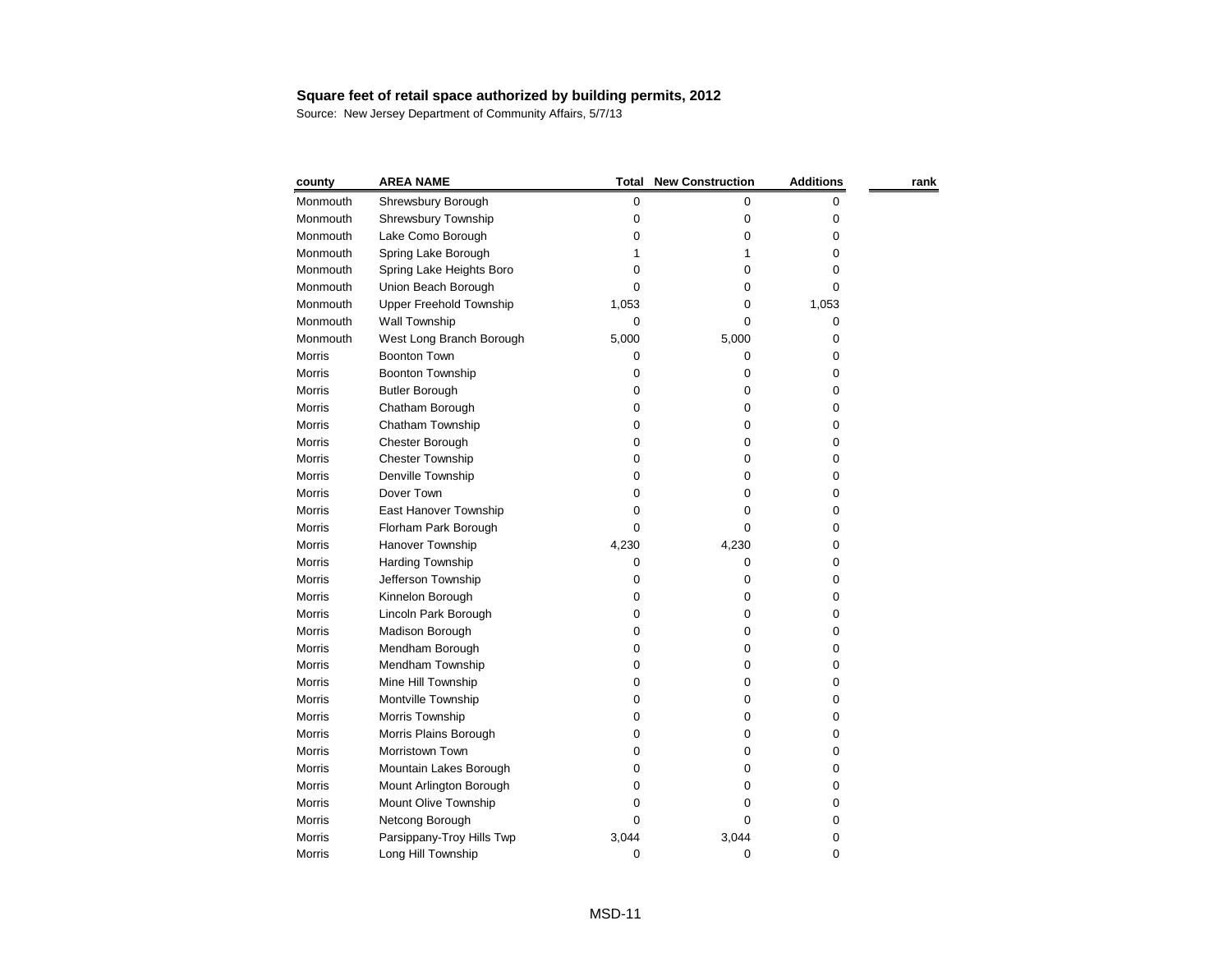**Square feet of retail space authorized by building permits, 2012**

Source: New Jersey Department of Community Affairs, 5/7/13

| county | AREA NAME | Total | New Construction | Additions | rank |
|---|---|---|---|---|---|
| Monmouth | Shrewsbury Borough | 0 | 0 | 0 | |
| Monmouth | Shrewsbury Township | 0 | 0 | 0 | |
| Monmouth | Lake Como Borough | 0 | 0 | 0 | |
| Monmouth | Spring Lake Borough | 1 | 1 | 0 | |
| Monmouth | Spring Lake Heights Boro | 0 | 0 | 0 | |
| Monmouth | Union Beach Borough | 0 | 0 | 0 | |
| Monmouth | Upper Freehold Township | 1,053 | 0 | 1,053 | |
| Monmouth | Wall Township | 0 | 0 | 0 | |
| Monmouth | West Long Branch Borough | 5,000 | 5,000 | 0 | |
| Morris | Boonton Town | 0 | 0 | 0 | |
| Morris | Boonton Township | 0 | 0 | 0 | |
| Morris | Butler Borough | 0 | 0 | 0 | |
| Morris | Chatham Borough | 0 | 0 | 0 | |
| Morris | Chatham Township | 0 | 0 | 0 | |
| Morris | Chester Borough | 0 | 0 | 0 | |
| Morris | Chester Township | 0 | 0 | 0 | |
| Morris | Denville Township | 0 | 0 | 0 | |
| Morris | Dover Town | 0 | 0 | 0 | |
| Morris | East Hanover Township | 0 | 0 | 0 | |
| Morris | Florham Park Borough | 0 | 0 | 0 | |
| Morris | Hanover Township | 4,230 | 4,230 | 0 | |
| Morris | Harding Township | 0 | 0 | 0 | |
| Morris | Jefferson Township | 0 | 0 | 0 | |
| Morris | Kinnelon Borough | 0 | 0 | 0 | |
| Morris | Lincoln Park Borough | 0 | 0 | 0 | |
| Morris | Madison Borough | 0 | 0 | 0 | |
| Morris | Mendham Borough | 0 | 0 | 0 | |
| Morris | Mendham Township | 0 | 0 | 0 | |
| Morris | Mine Hill Township | 0 | 0 | 0 | |
| Morris | Montville Township | 0 | 0 | 0 | |
| Morris | Morris Township | 0 | 0 | 0 | |
| Morris | Morris Plains Borough | 0 | 0 | 0 | |
| Morris | Morristown Town | 0 | 0 | 0 | |
| Morris | Mountain Lakes Borough | 0 | 0 | 0 | |
| Morris | Mount Arlington Borough | 0 | 0 | 0 | |
| Morris | Mount Olive Township | 0 | 0 | 0 | |
| Morris | Netcong Borough | 0 | 0 | 0 | |
| Morris | Parsippany-Troy Hills Twp | 3,044 | 3,044 | 0 | |
| Morris | Long Hill Township | 0 | 0 | 0 | |

MSD-11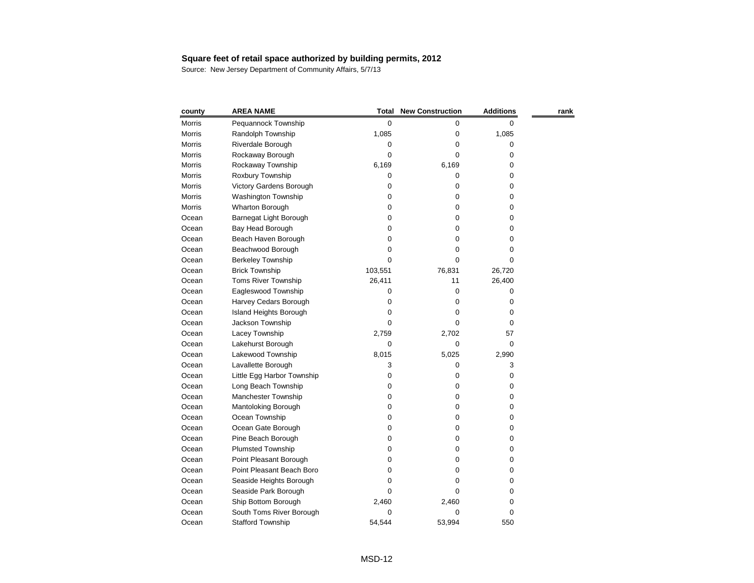**Square feet of retail space authorized by building permits, 2012**

Source: New Jersey Department of Community Affairs, 5/7/13

| county | AREA NAME | Total | New Construction | Additions | rank |
|---|---|---|---|---|---|
| Morris | Pequannock Township | 0 | 0 | 0 | |
| Morris | Randolph Township | 1,085 | 0 | 1,085 | |
| Morris | Riverdale Borough | 0 | 0 | 0 | |
| Morris | Rockaway Borough | 0 | 0 | 0 | |
| Morris | Rockaway Township | 6,169 | 6,169 | 0 | |
| Morris | Roxbury Township | 0 | 0 | 0 | |
| Morris | Victory Gardens Borough | 0 | 0 | 0 | |
| Morris | Washington Township | 0 | 0 | 0 | |
| Morris | Wharton Borough | 0 | 0 | 0 | |
| Ocean | Barnegat Light Borough | 0 | 0 | 0 | |
| Ocean | Bay Head Borough | 0 | 0 | 0 | |
| Ocean | Beach Haven Borough | 0 | 0 | 0 | |
| Ocean | Beachwood Borough | 0 | 0 | 0 | |
| Ocean | Berkeley Township | 0 | 0 | 0 | |
| Ocean | Brick Township | 103,551 | 76,831 | 26,720 | |
| Ocean | Toms River Township | 26,411 | 11 | 26,400 | |
| Ocean | Eagleswood Township | 0 | 0 | 0 | |
| Ocean | Harvey Cedars Borough | 0 | 0 | 0 | |
| Ocean | Island Heights Borough | 0 | 0 | 0 | |
| Ocean | Jackson Township | 0 | 0 | 0 | |
| Ocean | Lacey Township | 2,759 | 2,702 | 57 | |
| Ocean | Lakehurst Borough | 0 | 0 | 0 | |
| Ocean | Lakewood Township | 8,015 | 5,025 | 2,990 | |
| Ocean | Lavallette Borough | 3 | 0 | 3 | |
| Ocean | Little Egg Harbor Township | 0 | 0 | 0 | |
| Ocean | Long Beach Township | 0 | 0 | 0 | |
| Ocean | Manchester Township | 0 | 0 | 0 | |
| Ocean | Mantoloking Borough | 0 | 0 | 0 | |
| Ocean | Ocean Township | 0 | 0 | 0 | |
| Ocean | Ocean Gate Borough | 0 | 0 | 0 | |
| Ocean | Pine Beach Borough | 0 | 0 | 0 | |
| Ocean | Plumsted Township | 0 | 0 | 0 | |
| Ocean | Point Pleasant Borough | 0 | 0 | 0 | |
| Ocean | Point Pleasant Beach Boro | 0 | 0 | 0 | |
| Ocean | Seaside Heights Borough | 0 | 0 | 0 | |
| Ocean | Seaside Park Borough | 0 | 0 | 0 | |
| Ocean | Ship Bottom Borough | 2,460 | 2,460 | 0 | |
| Ocean | South Toms River Borough | 0 | 0 | 0 | |
| Ocean | Stafford Township | 54,544 | 53,994 | 550 | |

MSD-12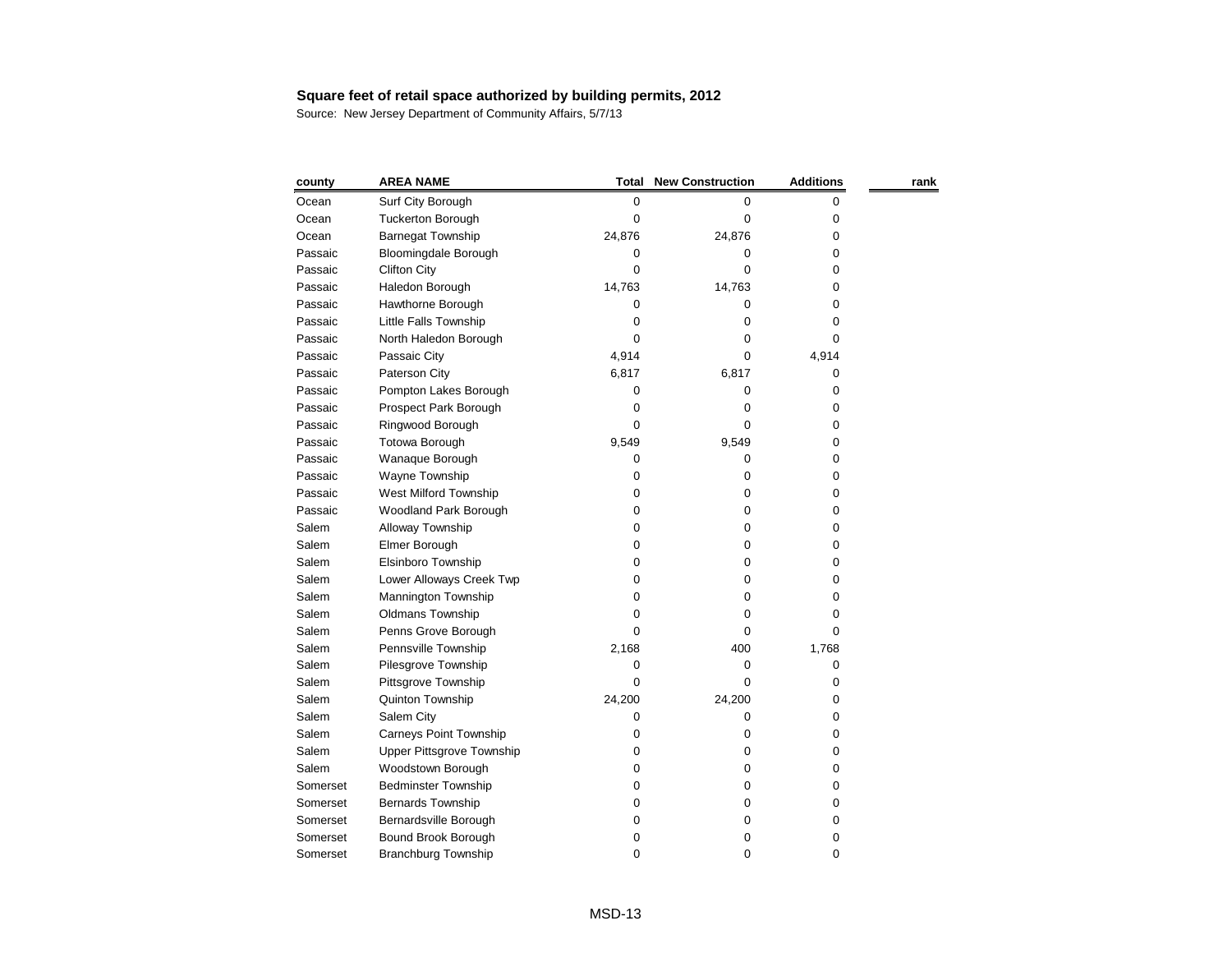**Square feet of retail space authorized by building permits, 2012**

Source: New Jersey Department of Community Affairs, 5/7/13

| county | AREA NAME | Total | New Construction | Additions | rank |
|---|---|---|---|---|---|
| Ocean | Surf City Borough | 0 | 0 | 0 | |
| Ocean | Tuckerton Borough | 0 | 0 | 0 | |
| Ocean | Barnegat Township | 24,876 | 24,876 | 0 | |
| Passaic | Bloomingdale Borough | 0 | 0 | 0 | |
| Passaic | Clifton City | 0 | 0 | 0 | |
| Passaic | Haledon Borough | 14,763 | 14,763 | 0 | |
| Passaic | Hawthorne Borough | 0 | 0 | 0 | |
| Passaic | Little Falls Township | 0 | 0 | 0 | |
| Passaic | North Haledon Borough | 0 | 0 | 0 | |
| Passaic | Passaic City | 4,914 | 0 | 4,914 | |
| Passaic | Paterson City | 6,817 | 6,817 | 0 | |
| Passaic | Pompton Lakes Borough | 0 | 0 | 0 | |
| Passaic | Prospect Park Borough | 0 | 0 | 0 | |
| Passaic | Ringwood Borough | 0 | 0 | 0 | |
| Passaic | Totowa Borough | 9,549 | 9,549 | 0 | |
| Passaic | Wanaque Borough | 0 | 0 | 0 | |
| Passaic | Wayne Township | 0 | 0 | 0 | |
| Passaic | West Milford Township | 0 | 0 | 0 | |
| Passaic | Woodland Park Borough | 0 | 0 | 0 | |
| Salem | Alloway Township | 0 | 0 | 0 | |
| Salem | Elmer Borough | 0 | 0 | 0 | |
| Salem | Elsinboro Township | 0 | 0 | 0 | |
| Salem | Lower Alloways Creek Twp | 0 | 0 | 0 | |
| Salem | Mannington Township | 0 | 0 | 0 | |
| Salem | Oldmans Township | 0 | 0 | 0 | |
| Salem | Penns Grove Borough | 0 | 0 | 0 | |
| Salem | Pennsville Township | 2,168 | 400 | 1,768 | |
| Salem | Pilesgrove Township | 0 | 0 | 0 | |
| Salem | Pittsgrove Township | 0 | 0 | 0 | |
| Salem | Quinton Township | 24,200 | 24,200 | 0 | |
| Salem | Salem City | 0 | 0 | 0 | |
| Salem | Carneys Point Township | 0 | 0 | 0 | |
| Salem | Upper Pittsgrove Township | 0 | 0 | 0 | |
| Salem | Woodstown Borough | 0 | 0 | 0 | |
| Somerset | Bedminster Township | 0 | 0 | 0 | |
| Somerset | Bernards Township | 0 | 0 | 0 | |
| Somerset | Bernardsville Borough | 0 | 0 | 0 | |
| Somerset | Bound Brook Borough | 0 | 0 | 0 | |
| Somerset | Branchburg Township | 0 | 0 | 0 | |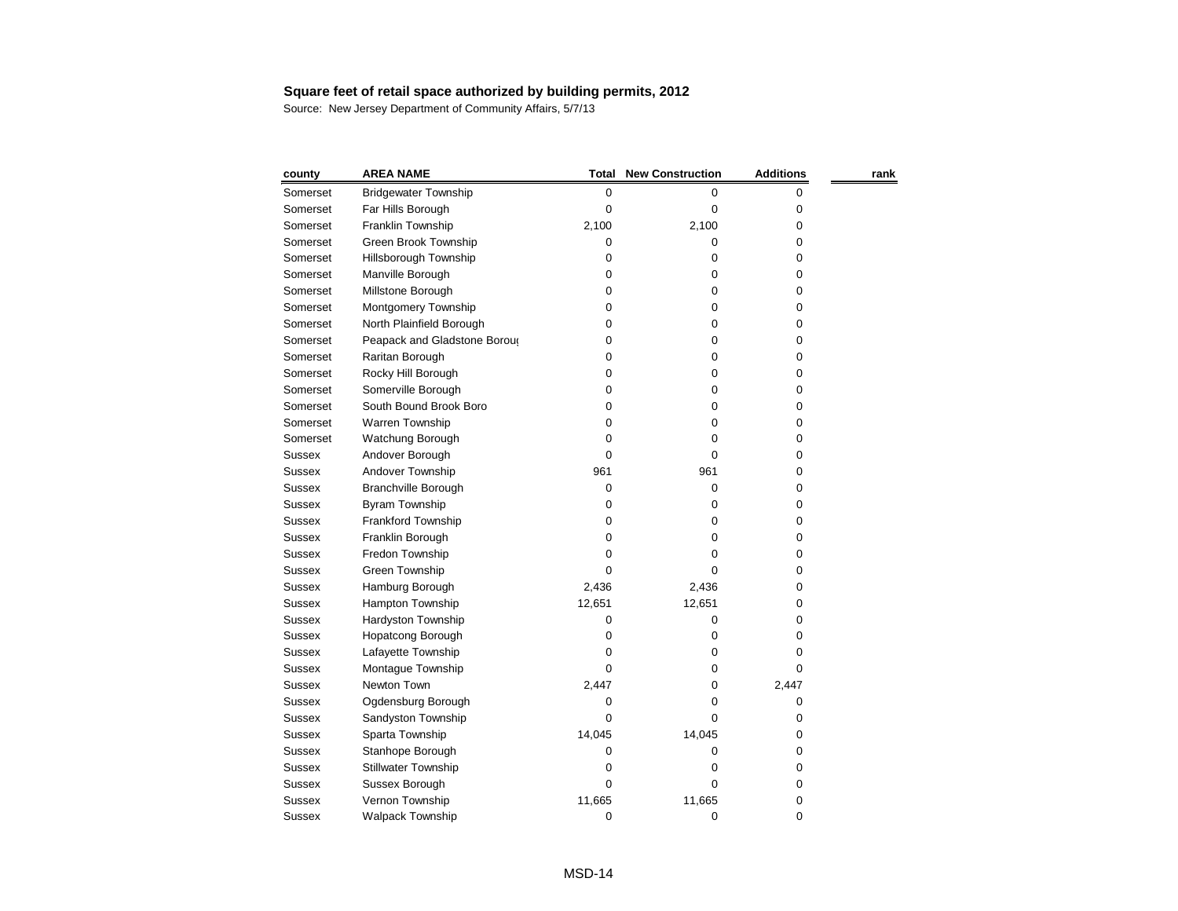**Square feet of retail space authorized by building permits, 2012**

Source: New Jersey Department of Community Affairs, 5/7/13

| county | AREA NAME | Total | New Construction | Additions | rank |
|---|---|---|---|---|---|
| Somerset | Bridgewater Township | 0 | 0 | 0 | |
| Somerset | Far Hills Borough | 0 | 0 | 0 | |
| Somerset | Franklin Township | 2,100 | 2,100 | 0 | |
| Somerset | Green Brook Township | 0 | 0 | 0 | |
| Somerset | Hillsborough Township | 0 | 0 | 0 | |
| Somerset | Manville Borough | 0 | 0 | 0 | |
| Somerset | Millstone Borough | 0 | 0 | 0 | |
| Somerset | Montgomery Township | 0 | 0 | 0 | |
| Somerset | North Plainfield Borough | 0 | 0 | 0 | |
| Somerset | Peapack and Gladstone Borou | 0 | 0 | 0 | |
| Somerset | Raritan Borough | 0 | 0 | 0 | |
| Somerset | Rocky Hill Borough | 0 | 0 | 0 | |
| Somerset | Somerville Borough | 0 | 0 | 0 | |
| Somerset | South Bound Brook Boro | 0 | 0 | 0 | |
| Somerset | Warren Township | 0 | 0 | 0 | |
| Somerset | Watchung Borough | 0 | 0 | 0 | |
| Sussex | Andover Borough | 0 | 0 | 0 | |
| Sussex | Andover Township | 961 | 961 | 0 | |
| Sussex | Branchville Borough | 0 | 0 | 0 | |
| Sussex | Byram Township | 0 | 0 | 0 | |
| Sussex | Frankford Township | 0 | 0 | 0 | |
| Sussex | Franklin Borough | 0 | 0 | 0 | |
| Sussex | Fredon Township | 0 | 0 | 0 | |
| Sussex | Green Township | 0 | 0 | 0 | |
| Sussex | Hamburg Borough | 2,436 | 2,436 | 0 | |
| Sussex | Hampton Township | 12,651 | 12,651 | 0 | |
| Sussex | Hardyston Township | 0 | 0 | 0 | |
| Sussex | Hopatcong Borough | 0 | 0 | 0 | |
| Sussex | Lafayette Township | 0 | 0 | 0 | |
| Sussex | Montague Township | 0 | 0 | 0 | |
| Sussex | Newton Town | 2,447 | 0 | 2,447 | |
| Sussex | Ogdensburg Borough | 0 | 0 | 0 | |
| Sussex | Sandyston Township | 0 | 0 | 0 | |
| Sussex | Sparta Township | 14,045 | 14,045 | 0 | |
| Sussex | Stanhope Borough | 0 | 0 | 0 | |
| Sussex | Stillwater Township | 0 | 0 | 0 | |
| Sussex | Sussex Borough | 0 | 0 | 0 | |
| Sussex | Vernon Township | 11,665 | 11,665 | 0 | |
| Sussex | Walpack Township | 0 | 0 | 0 | |

MSD-14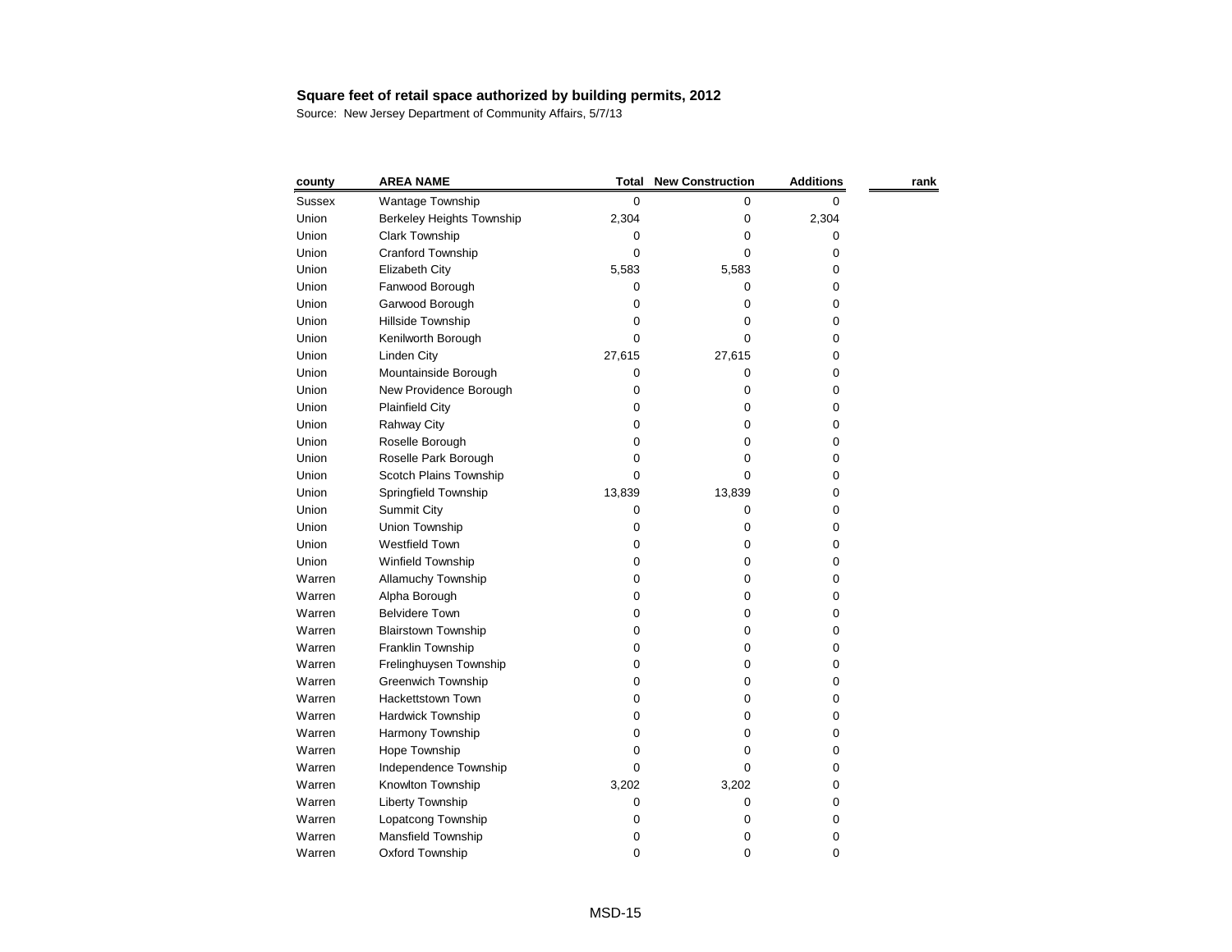**Square feet of retail space authorized by building permits, 2012**

Source: New Jersey Department of Community Affairs, 5/7/13

| county | AREA NAME | Total | New Construction | Additions | rank |
|---|---|---|---|---|---|
| Sussex | Wantage Township | 0 | 0 | 0 | |
| Union | Berkeley Heights Township | 2,304 | 0 | 2,304 | |
| Union | Clark Township | 0 | 0 | 0 | |
| Union | Cranford Township | 0 | 0 | 0 | |
| Union | Elizabeth City | 5,583 | 5,583 | 0 | |
| Union | Fanwood Borough | 0 | 0 | 0 | |
| Union | Garwood Borough | 0 | 0 | 0 | |
| Union | Hillside Township | 0 | 0 | 0 | |
| Union | Kenilworth Borough | 0 | 0 | 0 | |
| Union | Linden City | 27,615 | 27,615 | 0 | |
| Union | Mountainside Borough | 0 | 0 | 0 | |
| Union | New Providence Borough | 0 | 0 | 0 | |
| Union | Plainfield City | 0 | 0 | 0 | |
| Union | Rahway City | 0 | 0 | 0 | |
| Union | Roselle Borough | 0 | 0 | 0 | |
| Union | Roselle Park Borough | 0 | 0 | 0 | |
| Union | Scotch Plains Township | 0 | 0 | 0 | |
| Union | Springfield Township | 13,839 | 13,839 | 0 | |
| Union | Summit City | 0 | 0 | 0 | |
| Union | Union Township | 0 | 0 | 0 | |
| Union | Westfield Town | 0 | 0 | 0 | |
| Union | Winfield Township | 0 | 0 | 0 | |
| Warren | Allamuchy Township | 0 | 0 | 0 | |
| Warren | Alpha Borough | 0 | 0 | 0 | |
| Warren | Belvidere Town | 0 | 0 | 0 | |
| Warren | Blairstown Township | 0 | 0 | 0 | |
| Warren | Franklin Township | 0 | 0 | 0 | |
| Warren | Frelinghuysen Township | 0 | 0 | 0 | |
| Warren | Greenwich Township | 0 | 0 | 0 | |
| Warren | Hackettstown Town | 0 | 0 | 0 | |
| Warren | Hardwick Township | 0 | 0 | 0 | |
| Warren | Harmony Township | 0 | 0 | 0 | |
| Warren | Hope Township | 0 | 0 | 0 | |
| Warren | Independence Township | 0 | 0 | 0 | |
| Warren | Knowlton Township | 3,202 | 3,202 | 0 | |
| Warren | Liberty Township | 0 | 0 | 0 | |
| Warren | Lopatcong Township | 0 | 0 | 0 | |
| Warren | Mansfield Township | 0 | 0 | 0 | |
| Warren | Oxford Township | 0 | 0 | 0 | |

MSD-15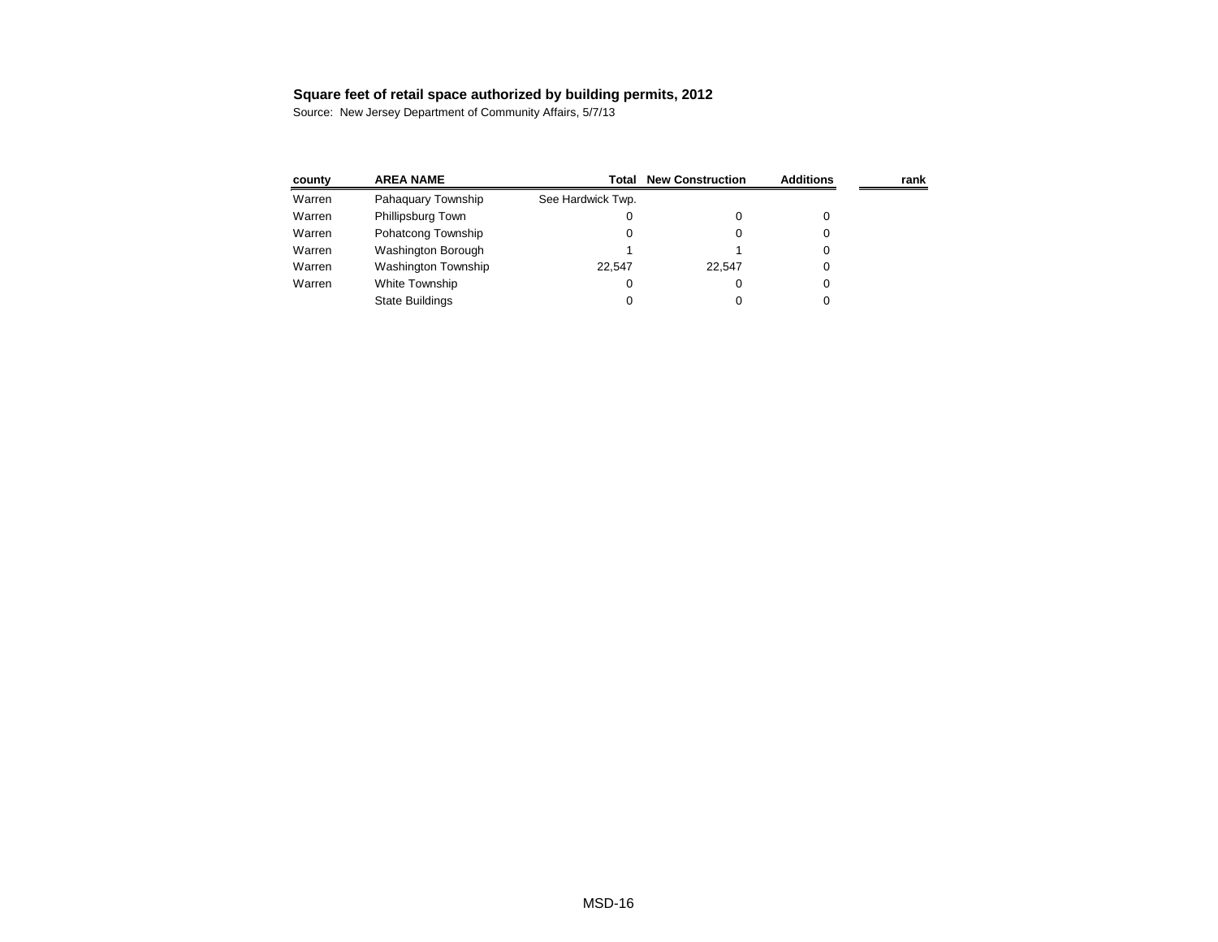**Square feet of retail space authorized by building permits, 2012**

Source: New Jersey Department of Community Affairs, 5/7/13

| county | AREA NAME | Total | New Construction | Additions | rank |
|---|---|---|---|---|---|
| Warren | Pahaquary Township | See Hardwick Twp. | | | |
| Warren | Phillipsburg Town | 0 | 0 | 0 | |
| Warren | Pohatcong Township | 0 | 0 | 0 | |
| Warren | Washington Borough | 1 | 1 | 0 | |
| Warren | Washington Township | 22,547 | 22,547 | 0 | |
| Warren | White Township | 0 | 0 | 0 | |
| | State Buildings | 0 | 0 | 0 | |

MSD-16